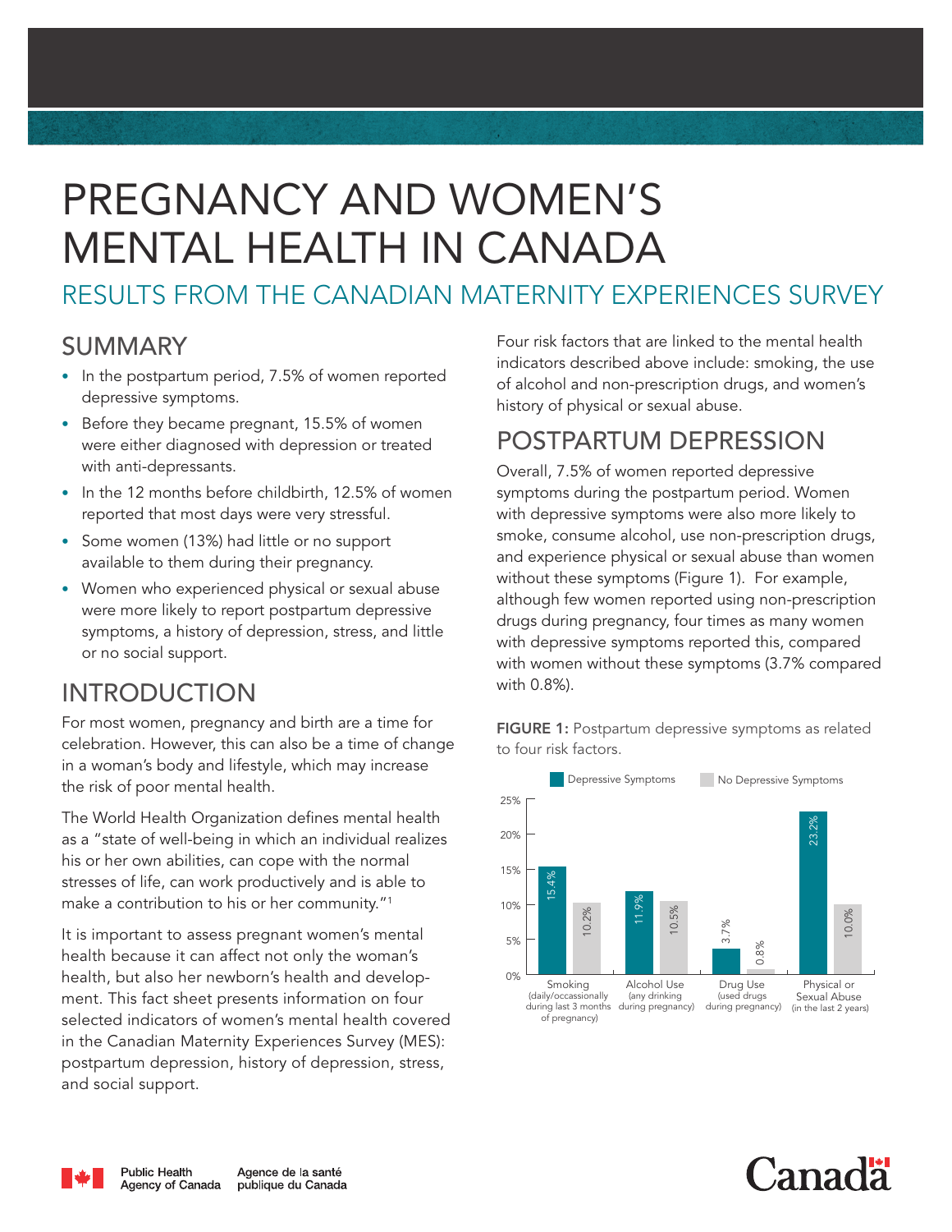# PREGNANCY AND WOMEN'S MENTAL HEALTH IN CANADA

## RESULTS FROM THE CANADIAN MATERNITY EXPERIENCES SURVEY

## SUMMARY

- In the postpartum period, 7.5% of women reported depressive symptoms.
- Before they became pregnant, 15.5% of women were either diagnosed with depression or treated with anti-depressants.
- In the 12 months before childbirth, 12.5% of women reported that most days were very stressful.
- Some women (13%) had little or no support available to them during their pregnancy.
- Women who experienced physical or sexual abuse were more likely to report postpartum depressive symptoms, a history of depression, stress, and little or no social support.

## INTRODUCTION

For most women, pregnancy and birth are a time for celebration. However, this can also be a time of change in a woman's body and lifestyle, which may increase the risk of poor mental health.

The World Health Organization defines mental health as a "state of well-being in which an individual realizes his or her own abilities, can cope with the normal stresses of life, can work productively and is able to make a contribution to his or her community."[1]

It is important to assess pregnant women's mental health because it can affect not only the woman's health, but also her newborn's health and development. This fact sheet presents information on four selected indicators of women's mental health covered in the Canadian Maternity Experiences Survey (MES): postpartum depression, history of depression, stress, and social support.

Four risk factors that are linked to the mental health indicators described above include: smoking, the use of alcohol and non-prescription drugs, and women's history of physical or sexual abuse.

## POSTPARTUM DEPRESSION

Overall, 7.5% of women reported depressive symptoms during the postpartum period. Women with depressive symptoms were also more likely to smoke, consume alcohol, use non-prescription drugs, and experience physical or sexual abuse than women without these symptoms (Figure 1). For example, although few women reported using non-prescription drugs during pregnancy, four times as many women with depressive symptoms reported this, compared with women without these symptoms (3.7% compared with 0.8%).

**FIGURE 1:** Postpartum depressive symptoms as related to four risk factors.

| Risk factor | Depressive Symptoms | No Depressive Symptoms |
|---|---|---|
| Smoking (daily/occassionally during last 3 months of pregnancy) | 15.4% | 10.2% |
| Alcohol Use (any drinking during pregnancy) | 11.9% | 10.5% |
| Drug Use (used drugs during pregnancy) | 3.7% | 0.8% |
| Physical or Sexual Abuse (in the last 2 years) | 23.2% | 10.0% |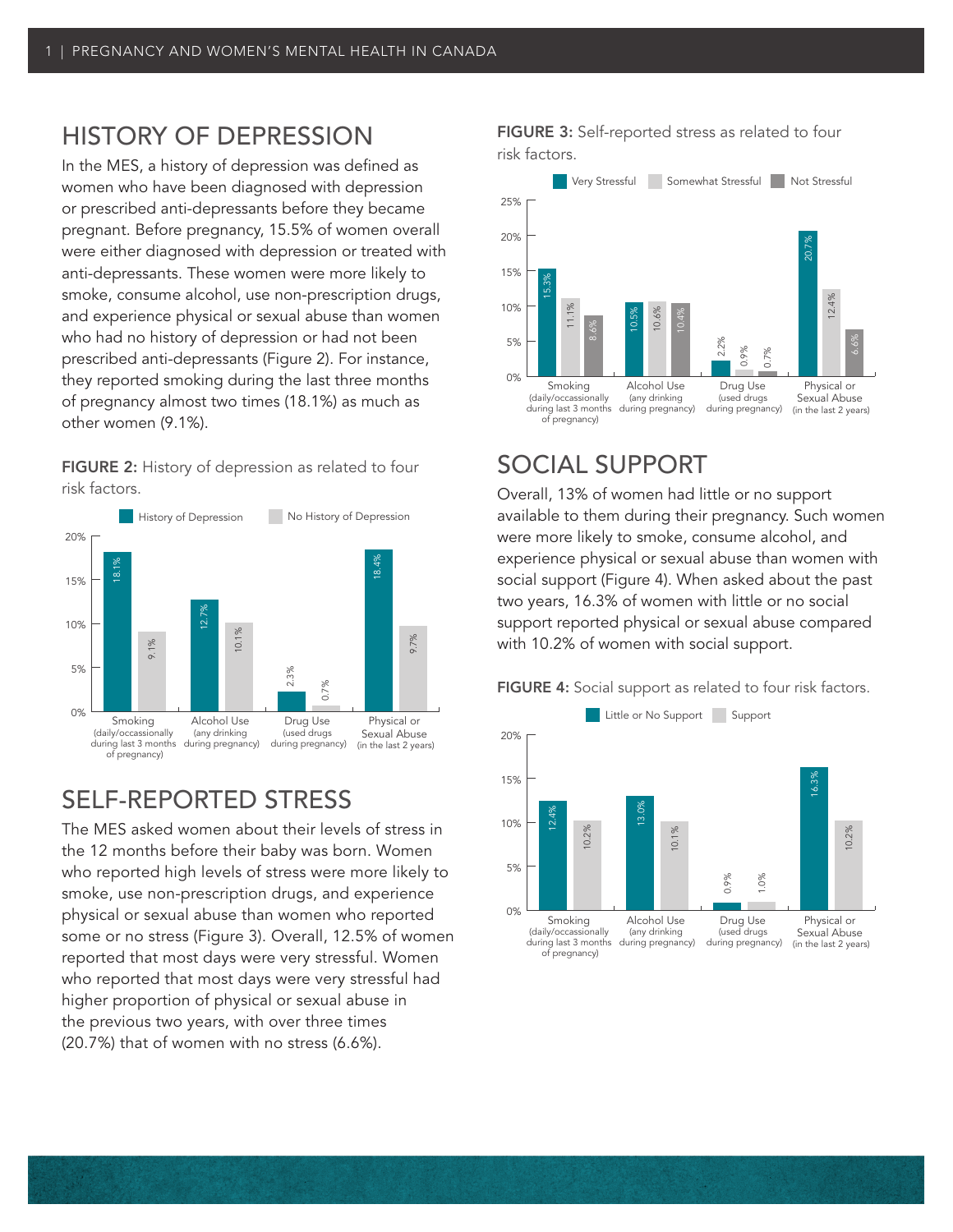## HISTORY OF DEPRESSION

In the MES, a history of depression was defined as women who have been diagnosed with depression or prescribed anti-depressants before they became pregnant. Before pregnancy, 15.5% of women overall were either diagnosed with depression or treated with anti-depressants. These women were more likely to smoke, consume alcohol, use non-prescription drugs, and experience physical or sexual abuse than women who had no history of depression or had not been prescribed anti-depressants (Figure 2). For instance, they reported smoking during the last three months of pregnancy almost two times (18.1%) as much as other women (9.1%).

**FIGURE 2:** History of depression as related to four risk factors.

| Risk factor | History of Depression | No History of Depression |
|---|---|---|
| Smoking (daily/occassionally during last 3 months of pregnancy) | 18.1% | 9.1% |
| Alcohol Use (any drinking during pregnancy) | 12.7% | 10.1% |
| Drug Use (used drugs during pregnancy) | 2.3% | 0.7% |
| Physical or Sexual Abuse (in the last 2 years) | 18.4% | 9.7% |

## SELF-REPORTED STRESS

The MES asked women about their levels of stress in the 12 months before their baby was born. Women who reported high levels of stress were more likely to smoke, use non-prescription drugs, and experience physical or sexual abuse than women who reported some or no stress (Figure 3). Overall, 12.5% of women reported that most days were very stressful. Women who reported that most days were very stressful had higher proportion of physical or sexual abuse in the previous two years, with over three times (20.7%) that of women with no stress (6.6%).

**FIGURE 3:** Self-reported stress as related to four risk factors.

| Risk factor | Very Stressful | Somewhat Stressful | Not Stressful |
|---|---|---|---|
| Smoking (daily/occassionally during last 3 months of pregnancy) | 15.3% | 11.1% | 8.6% |
| Alcohol Use (any drinking during pregnancy) | 10.5% | 10.6% | 10.4% |
| Drug Use (used drugs during pregnancy) | 2.2% | 0.9% | 0.7% |
| Physical or Sexual Abuse (in the last 2 years) | 20.7% | 12.4% | 6.6% |

## SOCIAL SUPPORT

Overall, 13% of women had little or no support available to them during their pregnancy. Such women were more likely to smoke, consume alcohol, and experience physical or sexual abuse than women with social support (Figure 4). When asked about the past two years, 16.3% of women with little or no social support reported physical or sexual abuse compared with 10.2% of women with social support.

**FIGURE 4:** Social support as related to four risk factors.

| Risk factor | Little or No Support | Support |
|---|---|---|
| Smoking (daily/occassionally during last 3 months of pregnancy) | 12.4% | 10.2% |
| Alcohol Use (any drinking during pregnancy) | 13.0% | 10.1% |
| Drug Use (used drugs during pregnancy) | 0.9% | 1.0% |
| Physical or Sexual Abuse (in the last 2 years) | 16.3% | 10.2% |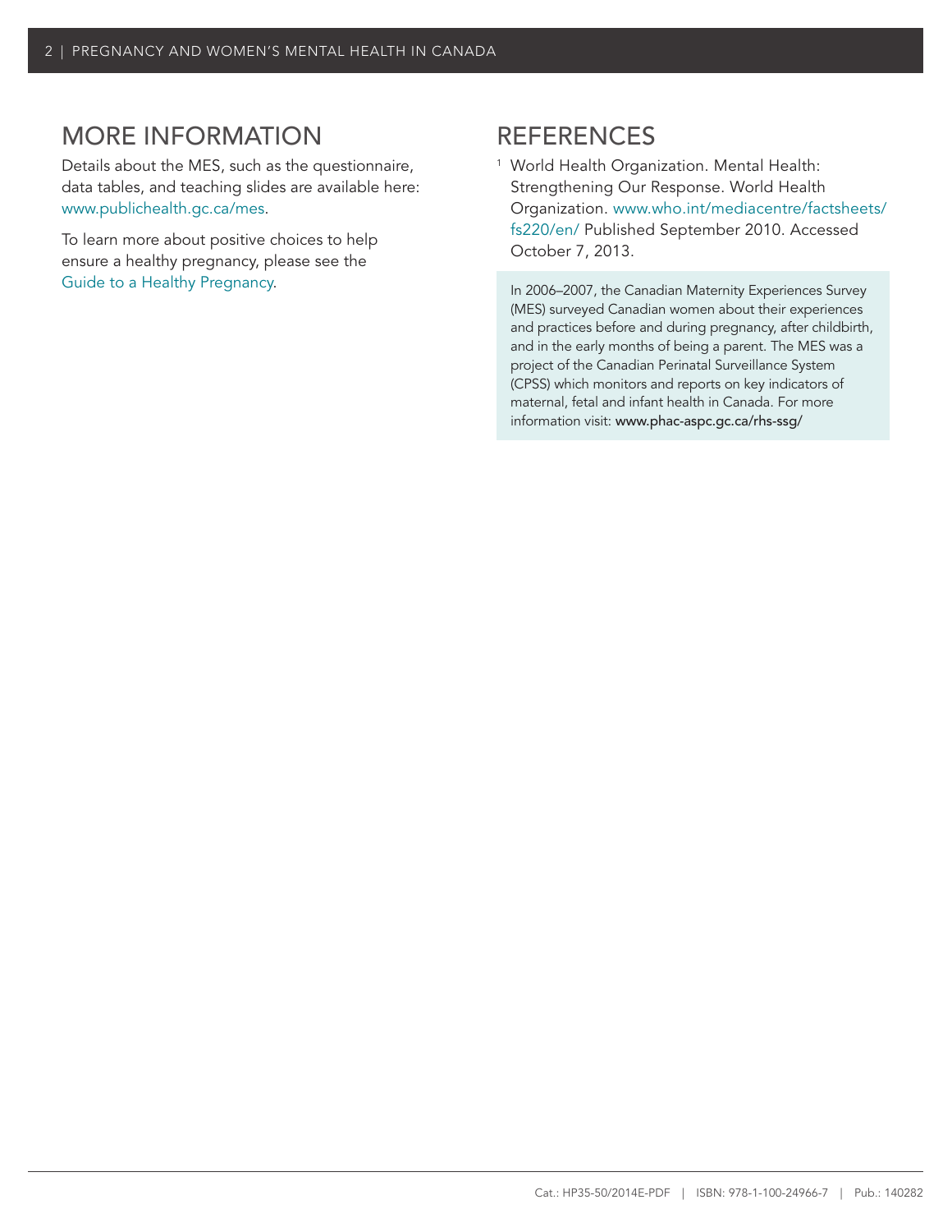## MORE INFORMATION

Details about the MES, such as the questionnaire, data tables, and teaching slides are available here: www.publichealth.gc.ca/mes.

To learn more about positive choices to help ensure a healthy pregnancy, please see the Guide to a Healthy Pregnancy.

## REFERENCES

[1] World Health Organization. Mental Health: Strengthening Our Response. World Health Organization. www.who.int/mediacentre/factsheets/fs220/en/ Published September 2010. Accessed October 7, 2013.

In 2006–2007, the Canadian Maternity Experiences Survey (MES) surveyed Canadian women about their experiences and practices before and during pregnancy, after childbirth, and in the early months of being a parent. The MES was a project of the Canadian Perinatal Surveillance System (CPSS) which monitors and reports on key indicators of maternal, fetal and infant health in Canada. For more information visit: www.phac-aspc.gc.ca/rhs-ssg/

Cat.: HP35-50/2014E-PDF | ISBN: 978-1-100-24966-7 | Pub.: 140282